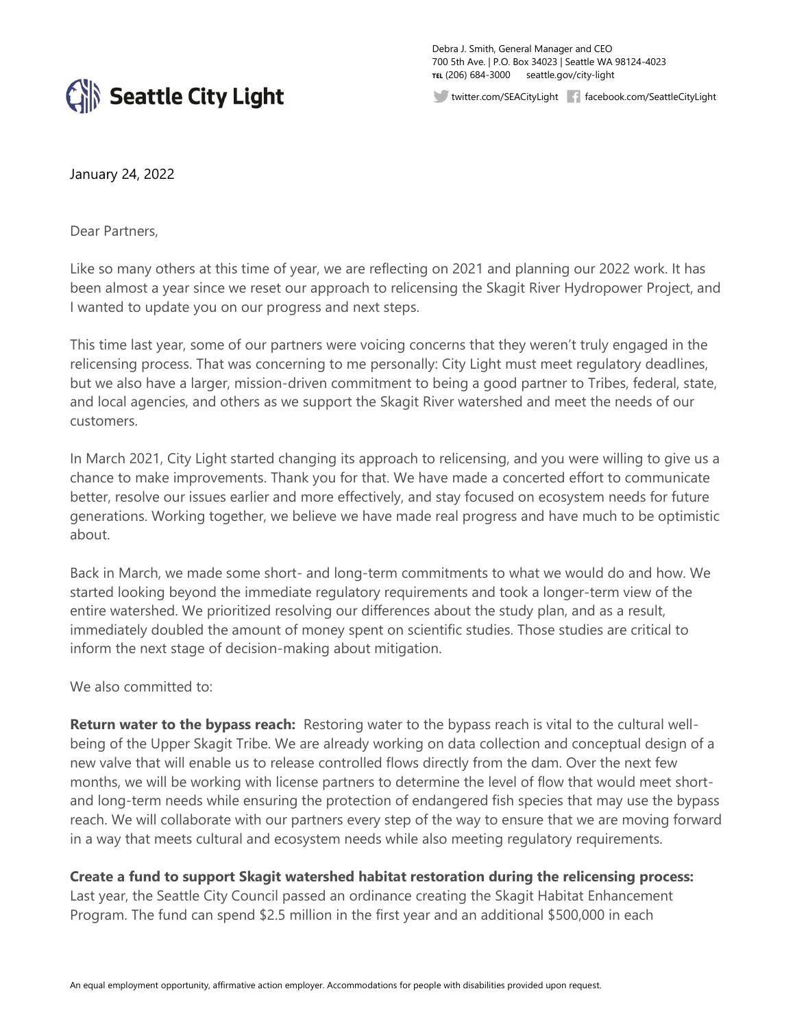Seattle City Light

Debra J. Smith, General Manager and CEO
700 5th Ave. | P.O. Box 34023 | Seattle WA 98124-4023
TEL (206) 684-3000 seattle.gov/city-light

twitter.com/SEACityLight facebook.com/SeattleCityLight

January 24, 2022

Dear Partners,

Like so many others at this time of year, we are reflecting on 2021 and planning our 2022 work. It has been almost a year since we reset our approach to relicensing the Skagit River Hydropower Project, and I wanted to update you on our progress and next steps.

This time last year, some of our partners were voicing concerns that they weren't truly engaged in the relicensing process. That was concerning to me personally: City Light must meet regulatory deadlines, but we also have a larger, mission-driven commitment to being a good partner to Tribes, federal, state, and local agencies, and others as we support the Skagit River watershed and meet the needs of our customers.

In March 2021, City Light started changing its approach to relicensing, and you were willing to give us a chance to make improvements. Thank you for that. We have made a concerted effort to communicate better, resolve our issues earlier and more effectively, and stay focused on ecosystem needs for future generations. Working together, we believe we have made real progress and have much to be optimistic about.

Back in March, we made some short- and long-term commitments to what we would do and how. We started looking beyond the immediate regulatory requirements and took a longer-term view of the entire watershed. We prioritized resolving our differences about the study plan, and as a result, immediately doubled the amount of money spent on scientific studies. Those studies are critical to inform the next stage of decision-making about mitigation.

We also committed to:

**Return water to the bypass reach:** Restoring water to the bypass reach is vital to the cultural well-being of the Upper Skagit Tribe. We are already working on data collection and conceptual design of a new valve that will enable us to release controlled flows directly from the dam. Over the next few months, we will be working with license partners to determine the level of flow that would meet short- and long-term needs while ensuring the protection of endangered fish species that may use the bypass reach. We will collaborate with our partners every step of the way to ensure that we are moving forward in a way that meets cultural and ecosystem needs while also meeting regulatory requirements.

**Create a fund to support Skagit watershed habitat restoration during the relicensing process:** Last year, the Seattle City Council passed an ordinance creating the Skagit Habitat Enhancement Program. The fund can spend $2.5 million in the first year and an additional $500,000 in each

An equal employment opportunity, affirmative action employer. Accommodations for people with disabilities provided upon request.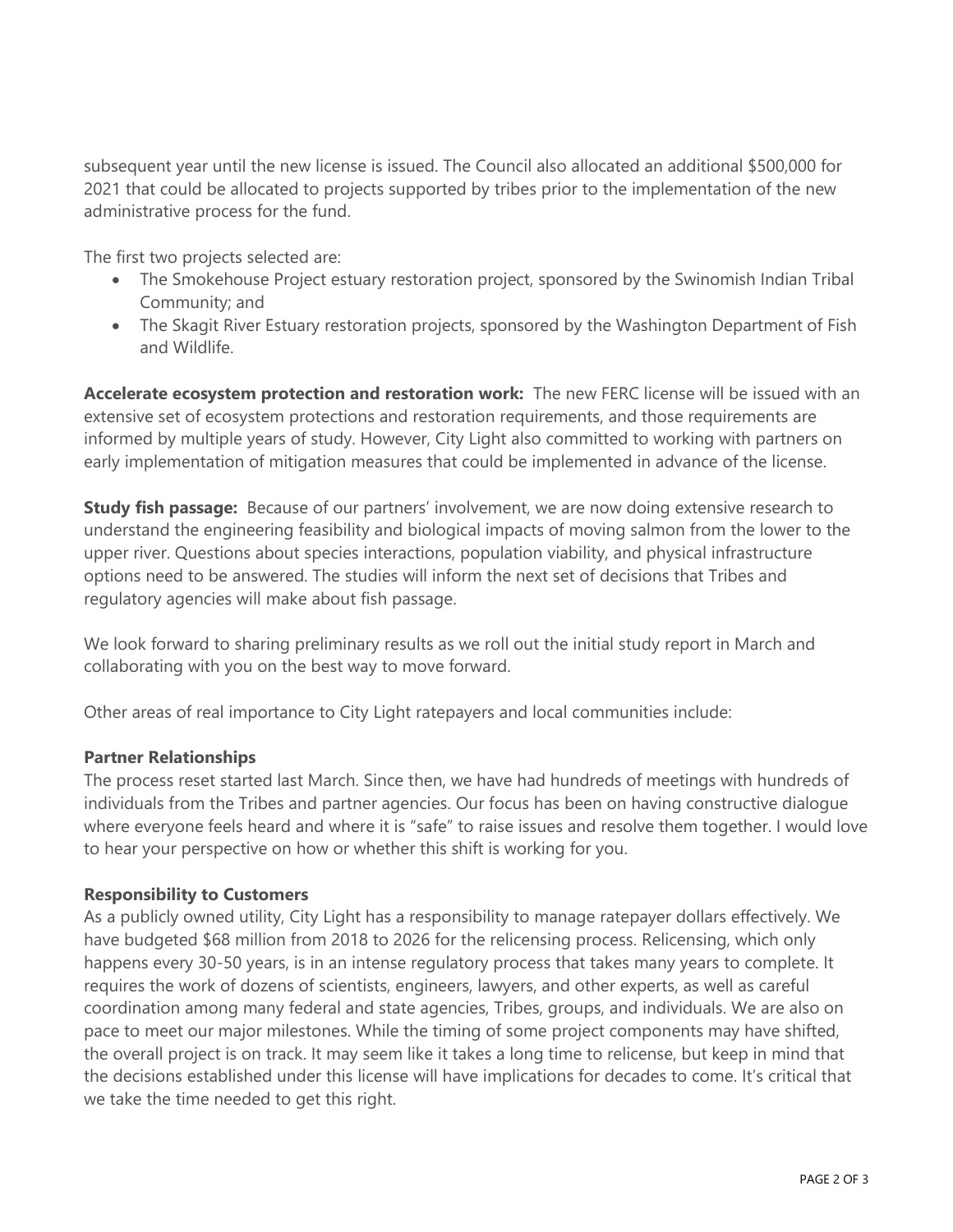subsequent year until the new license is issued. The Council also allocated an additional $500,000 for 2021 that could be allocated to projects supported by tribes prior to the implementation of the new administrative process for the fund.

The first two projects selected are:

- The Smokehouse Project estuary restoration project, sponsored by the Swinomish Indian Tribal Community; and
- The Skagit River Estuary restoration projects, sponsored by the Washington Department of Fish and Wildlife.

**Accelerate ecosystem protection and restoration work:** The new FERC license will be issued with an extensive set of ecosystem protections and restoration requirements, and those requirements are informed by multiple years of study. However, City Light also committed to working with partners on early implementation of mitigation measures that could be implemented in advance of the license.

**Study fish passage:** Because of our partners' involvement, we are now doing extensive research to understand the engineering feasibility and biological impacts of moving salmon from the lower to the upper river. Questions about species interactions, population viability, and physical infrastructure options need to be answered. The studies will inform the next set of decisions that Tribes and regulatory agencies will make about fish passage.

We look forward to sharing preliminary results as we roll out the initial study report in March and collaborating with you on the best way to move forward.

Other areas of real importance to City Light ratepayers and local communities include:

**Partner Relationships**

The process reset started last March. Since then, we have had hundreds of meetings with hundreds of individuals from the Tribes and partner agencies. Our focus has been on having constructive dialogue where everyone feels heard and where it is "safe" to raise issues and resolve them together. I would love to hear your perspective on how or whether this shift is working for you.

**Responsibility to Customers**

As a publicly owned utility, City Light has a responsibility to manage ratepayer dollars effectively. We have budgeted $68 million from 2018 to 2026 for the relicensing process. Relicensing, which only happens every 30-50 years, is in an intense regulatory process that takes many years to complete. It requires the work of dozens of scientists, engineers, lawyers, and other experts, as well as careful coordination among many federal and state agencies, Tribes, groups, and individuals. We are also on pace to meet our major milestones. While the timing of some project components may have shifted, the overall project is on track. It may seem like it takes a long time to relicense, but keep in mind that the decisions established under this license will have implications for decades to come. It's critical that we take the time needed to get this right.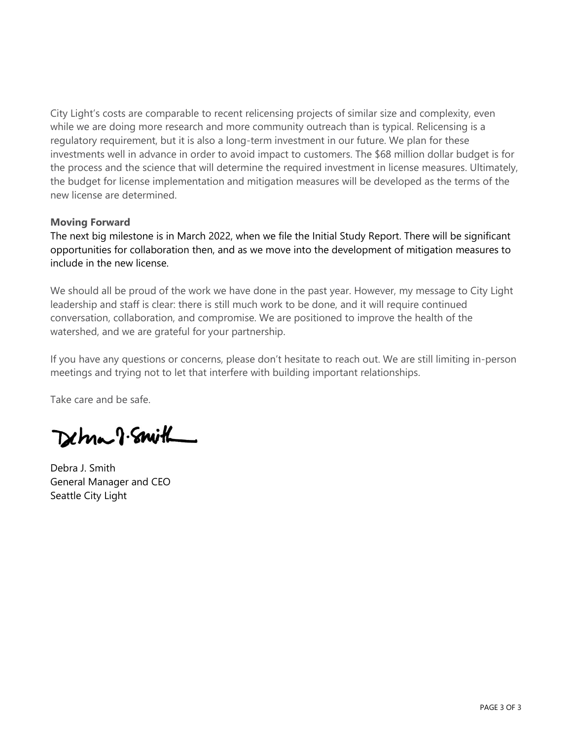City Light's costs are comparable to recent relicensing projects of similar size and complexity, even while we are doing more research and more community outreach than is typical. Relicensing is a regulatory requirement, but it is also a long-term investment in our future. We plan for these investments well in advance in order to avoid impact to customers. The $68 million dollar budget is for the process and the science that will determine the required investment in license measures. Ultimately, the budget for license implementation and mitigation measures will be developed as the terms of the new license are determined.

**Moving Forward**

The next big milestone is in March 2022, when we file the Initial Study Report. There will be significant opportunities for collaboration then, and as we move into the development of mitigation measures to include in the new license.

We should all be proud of the work we have done in the past year. However, my message to City Light leadership and staff is clear: there is still much work to be done, and it will require continued conversation, collaboration, and compromise. We are positioned to improve the health of the watershed, and we are grateful for your partnership.

If you have any questions or concerns, please don't hesitate to reach out. We are still limiting in-person meetings and trying not to let that interfere with building important relationships.

Take care and be safe.

Debra J. Smith
General Manager and CEO
Seattle City Light